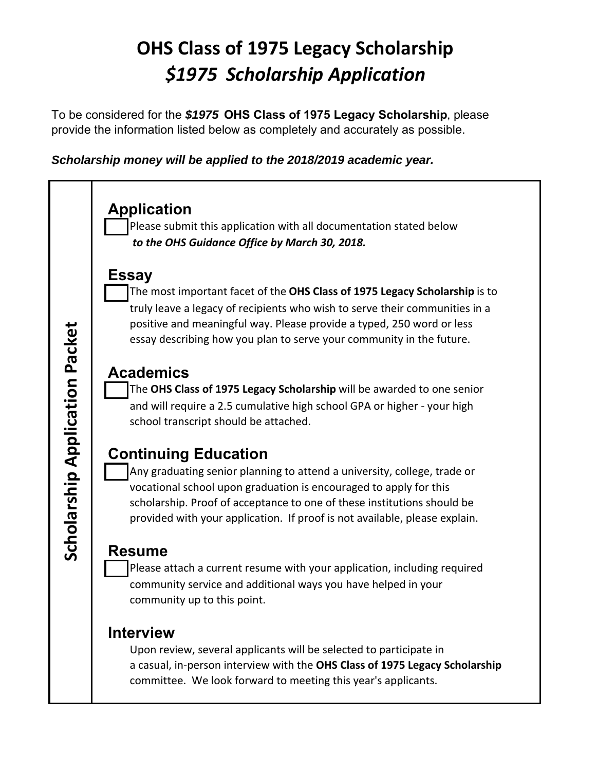# OHS Class of 1975 Legacy Scholarship
## *$1975 Scholarship Application*

To be considered for the ***$1975*** **OHS Class of 1975 Legacy Scholarship**, please provide the information listed below as completely and accurately as possible.

***Scholarship money will be applied to the 2018/2019 academic year.***

**Scholarship Application Packet**

### Application

- [ ] Please submit this application with all documentation stated below ***to the OHS Guidance Office by March 30, 2018.***

### Essay

- [ ] The most important facet of the **OHS Class of 1975 Legacy Scholarship** is to truly leave a legacy of recipients who wish to serve their communities in a positive and meaningful way. Please provide a typed, 250 word or less essay describing how you plan to serve your community in the future.

### Academics

- [ ] The **OHS Class of 1975 Legacy Scholarship** will be awarded to one senior and will require a 2.5 cumulative high school GPA or higher - your high school transcript should be attached.

### Continuing Education

- [ ] Any graduating senior planning to attend a university, college, trade or vocational school upon graduation is encouraged to apply for this scholarship. Proof of acceptance to one of these institutions should be provided with your application. If proof is not available, please explain.

### Resume

- [ ] Please attach a current resume with your application, including required community service and additional ways you have helped in your community up to this point.

### Interview

Upon review, several applicants will be selected to participate in a casual, in-person interview with the **OHS Class of 1975 Legacy Scholarship** committee. We look forward to meeting this year's applicants.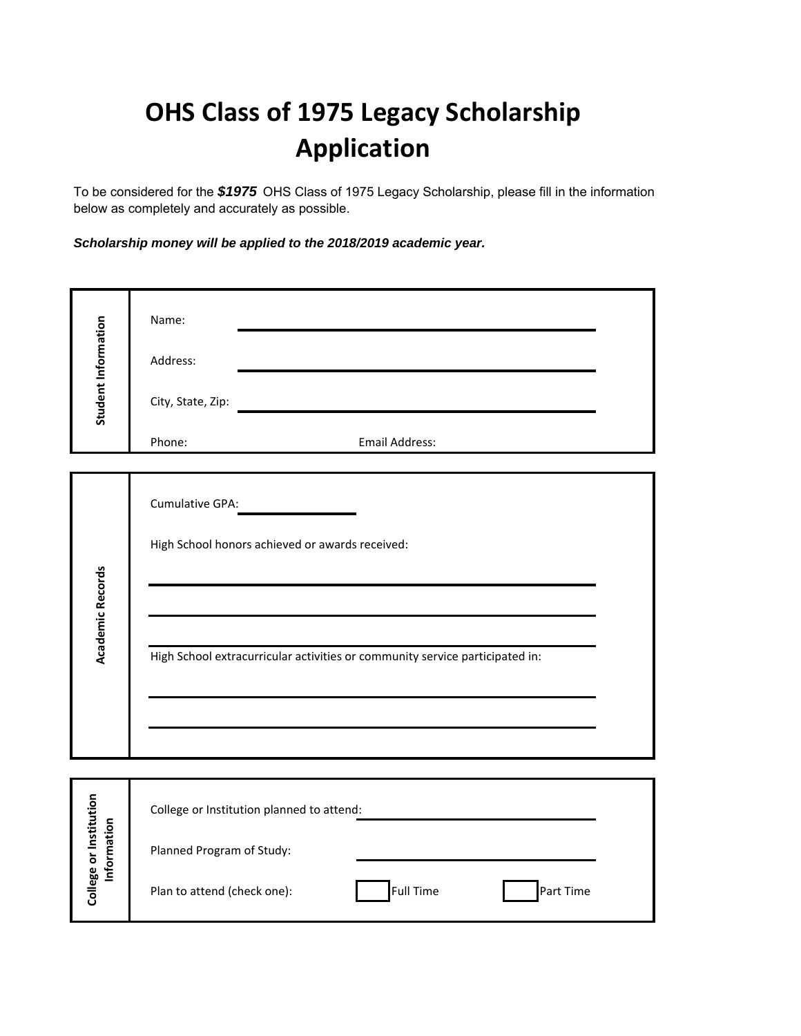# OHS Class of 1975 Legacy Scholarship Application

To be considered for the ***$1975*** OHS Class of 1975 Legacy Scholarship, please fill in the information below as completely and accurately as possible.

***Scholarship money will be applied to the 2018/2019 academic year.***

## Student Information

Name: ____________________________________________

Address: ____________________________________________

City, State, Zip: ____________________________________________

Phone: Email Address:

## Academic Records

Cumulative GPA: ______________

High School honors achieved or awards received:

____________________________________________

____________________________________________

____________________________________________

High School extracurricular activities or community service participated in:

____________________________________________

____________________________________________

## College or Institution Information

College or Institution planned to attend: ______________________

Planned Program of Study: ______________________

Plan to attend (check one): ☐ Full Time ☐ Part Time